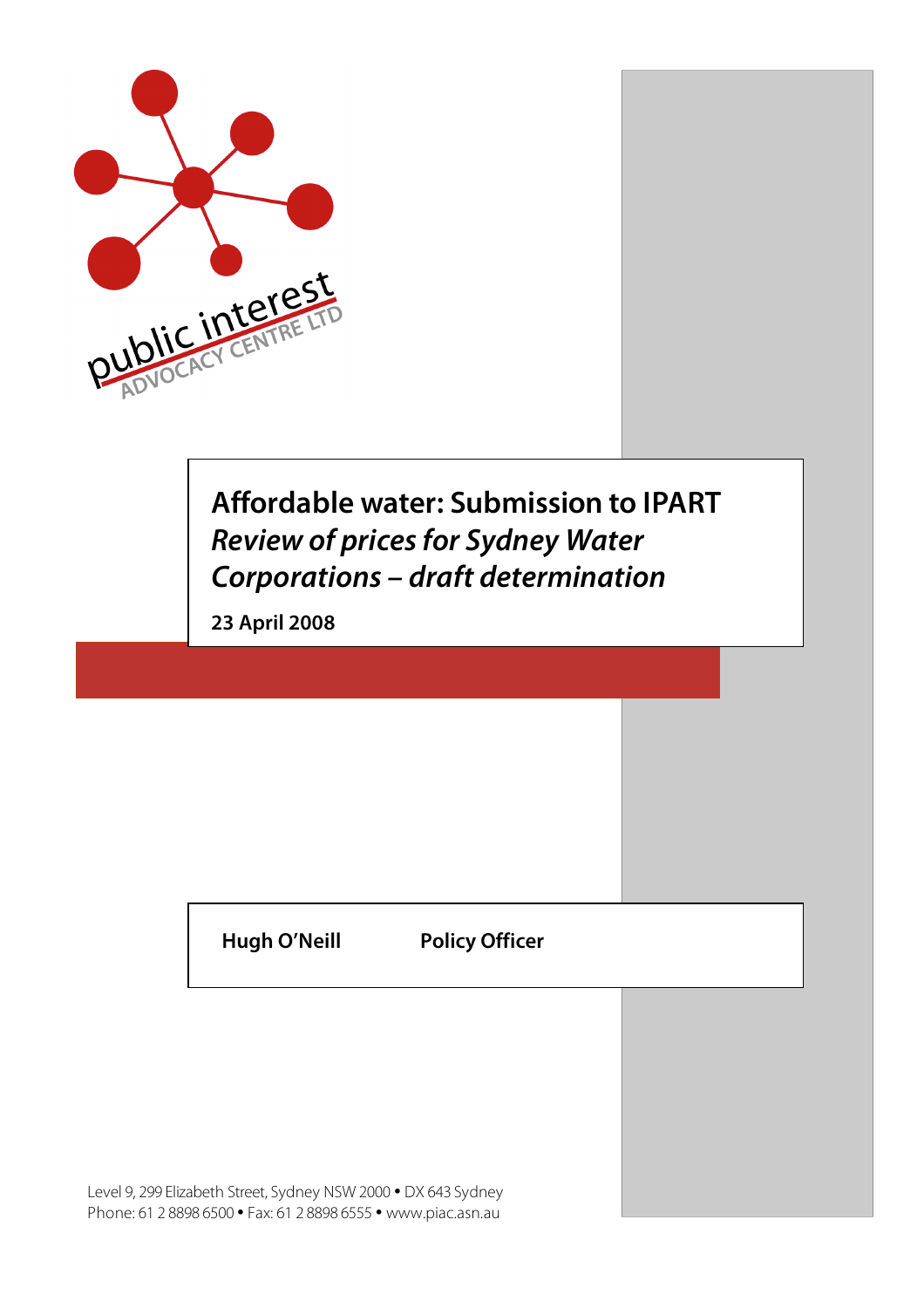public interest ADVOCACY CENTRE LTD

# Affordable water: Submission to IPART *Review of prices for Sydney Water Corporations – draft determination*

**23 April 2008**

**Hugh O'Neill** **Policy Officer**

Level 9, 299 Elizabeth Street, Sydney NSW 2000 • DX 643 Sydney
Phone: 61 2 8898 6500 • Fax: 61 2 8898 6555 • www.piac.asn.au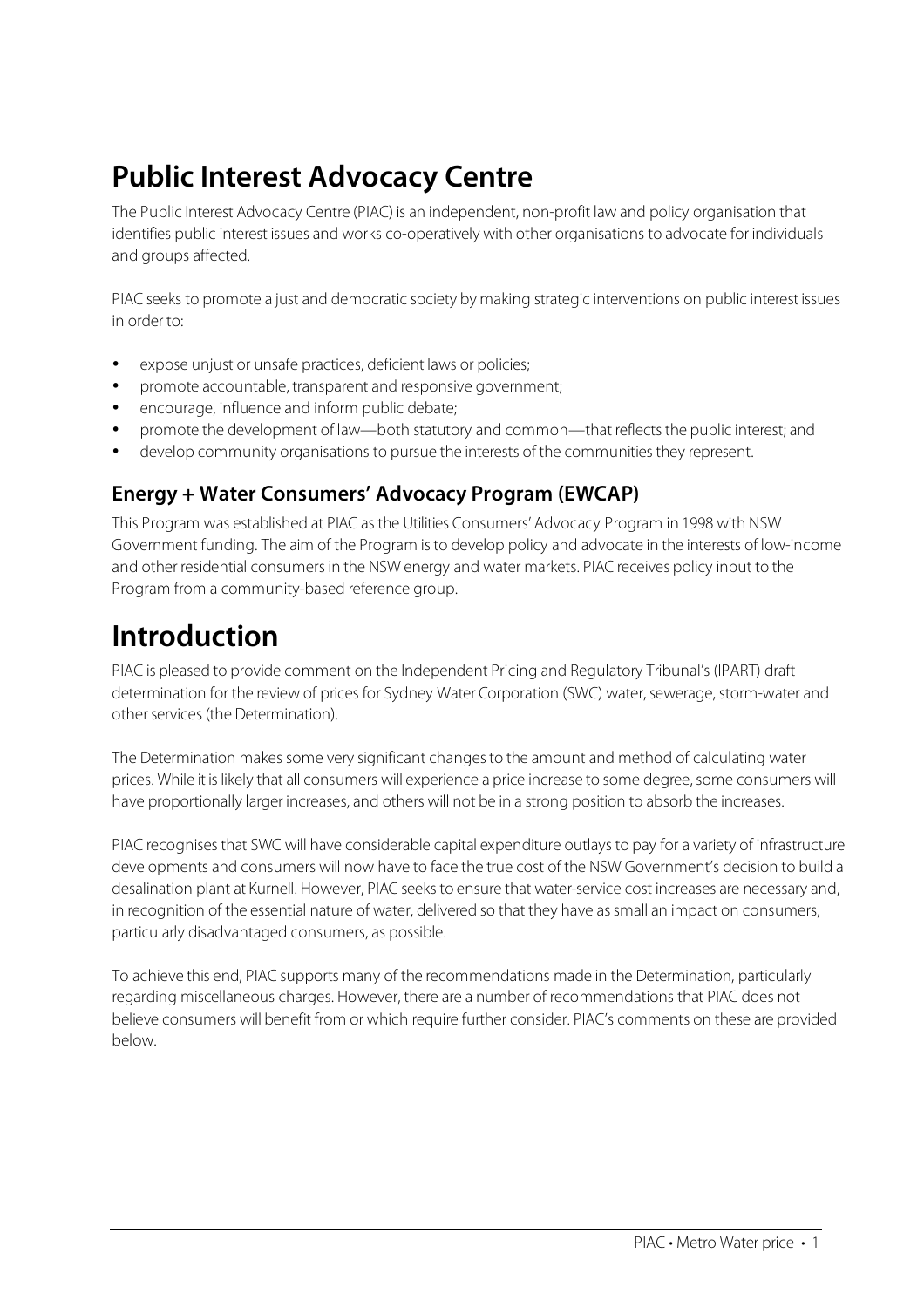# Public Interest Advocacy Centre

The Public Interest Advocacy Centre (PIAC) is an independent, non-profit law and policy organisation that identifies public interest issues and works co-operatively with other organisations to advocate for individuals and groups affected.

PIAC seeks to promote a just and democratic society by making strategic interventions on public interest issues in order to:

- expose unjust or unsafe practices, deficient laws or policies;
- promote accountable, transparent and responsive government;
- encourage, influence and inform public debate;
- promote the development of law—both statutory and common—that reflects the public interest; and
- develop community organisations to pursue the interests of the communities they represent.

## Energy + Water Consumers' Advocacy Program (EWCAP)

This Program was established at PIAC as the Utilities Consumers' Advocacy Program in 1998 with NSW Government funding. The aim of the Program is to develop policy and advocate in the interests of low-income and other residential consumers in the NSW energy and water markets. PIAC receives policy input to the Program from a community-based reference group.

# Introduction

PIAC is pleased to provide comment on the Independent Pricing and Regulatory Tribunal's (IPART) draft determination for the review of prices for Sydney Water Corporation (SWC) water, sewerage, storm-water and other services (the Determination).

The Determination makes some very significant changes to the amount and method of calculating water prices. While it is likely that all consumers will experience a price increase to some degree, some consumers will have proportionally larger increases, and others will not be in a strong position to absorb the increases.

PIAC recognises that SWC will have considerable capital expenditure outlays to pay for a variety of infrastructure developments and consumers will now have to face the true cost of the NSW Government's decision to build a desalination plant at Kurnell. However, PIAC seeks to ensure that water-service cost increases are necessary and, in recognition of the essential nature of water, delivered so that they have as small an impact on consumers, particularly disadvantaged consumers, as possible.

To achieve this end, PIAC supports many of the recommendations made in the Determination, particularly regarding miscellaneous charges. However, there are a number of recommendations that PIAC does not believe consumers will benefit from or which require further consider. PIAC's comments on these are provided below.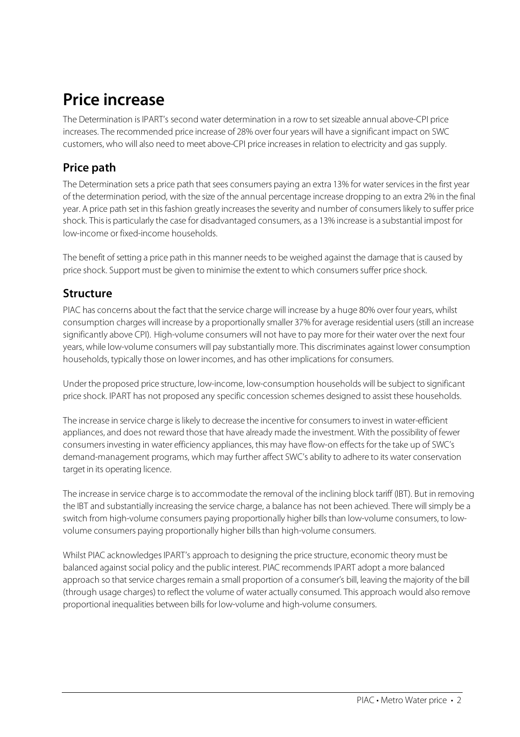# Price increase

The Determination is IPART's second water determination in a row to set sizeable annual above-CPI price increases. The recommended price increase of 28% over four years will have a significant impact on SWC customers, who will also need to meet above-CPI price increases in relation to electricity and gas supply.

## Price path

The Determination sets a price path that sees consumers paying an extra 13% for water services in the first year of the determination period, with the size of the annual percentage increase dropping to an extra 2% in the final year. A price path set in this fashion greatly increases the severity and number of consumers likely to suffer price shock. This is particularly the case for disadvantaged consumers, as a 13% increase is a substantial impost for low-income or fixed-income households.

The benefit of setting a price path in this manner needs to be weighed against the damage that is caused by price shock. Support must be given to minimise the extent to which consumers suffer price shock.

## Structure

PIAC has concerns about the fact that the service charge will increase by a huge 80% over four years, whilst consumption charges will increase by a proportionally smaller 37% for average residential users (still an increase significantly above CPI). High-volume consumers will not have to pay more for their water over the next four years, while low-volume consumers will pay substantially more. This discriminates against lower consumption households, typically those on lower incomes, and has other implications for consumers.

Under the proposed price structure, low-income, low-consumption households will be subject to significant price shock. IPART has not proposed any specific concession schemes designed to assist these households.

The increase in service charge is likely to decrease the incentive for consumers to invest in water-efficient appliances, and does not reward those that have already made the investment. With the possibility of fewer consumers investing in water efficiency appliances, this may have flow-on effects for the take up of SWC's demand-management programs, which may further affect SWC's ability to adhere to its water conservation target in its operating licence.

The increase in service charge is to accommodate the removal of the inclining block tariff (IBT). But in removing the IBT and substantially increasing the service charge, a balance has not been achieved. There will simply be a switch from high-volume consumers paying proportionally higher bills than low-volume consumers, to low-volume consumers paying proportionally higher bills than high-volume consumers.

Whilst PIAC acknowledges IPART's approach to designing the price structure, economic theory must be balanced against social policy and the public interest. PIAC recommends IPART adopt a more balanced approach so that service charges remain a small proportion of a consumer's bill, leaving the majority of the bill (through usage charges) to reflect the volume of water actually consumed. This approach would also remove proportional inequalities between bills for low-volume and high-volume consumers.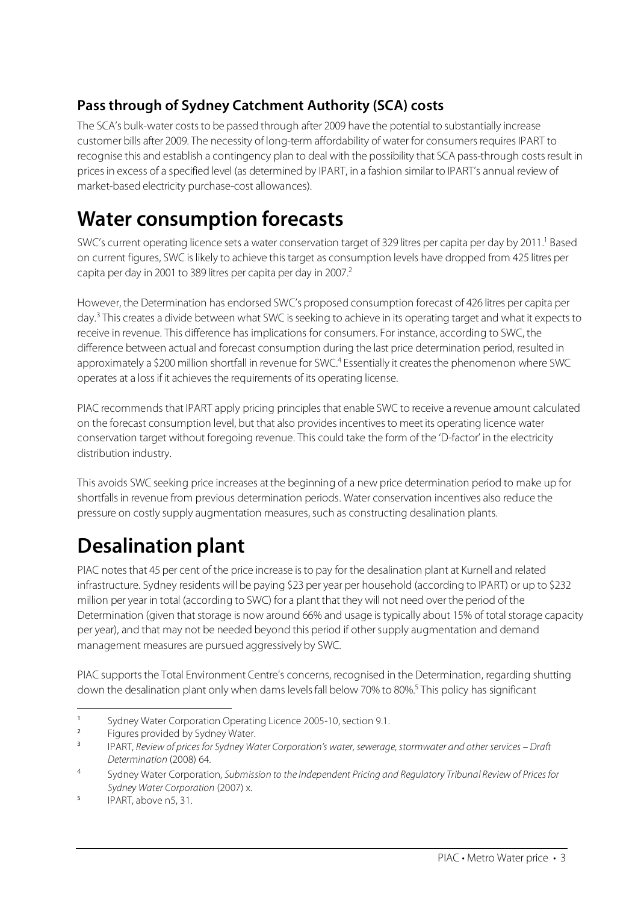### Pass through of Sydney Catchment Authority (SCA) costs

The SCA's bulk-water costs to be passed through after 2009 have the potential to substantially increase customer bills after 2009. The necessity of long-term affordability of water for consumers requires IPART to recognise this and establish a contingency plan to deal with the possibility that SCA pass-through costs result in prices in excess of a specified level (as determined by IPART, in a fashion similar to IPART's annual review of market-based electricity purchase-cost allowances).

## Water consumption forecasts

SWC's current operating licence sets a water conservation target of 329 litres per capita per day by 2011.[1] Based on current figures, SWC is likely to achieve this target as consumption levels have dropped from 425 litres per capita per day in 2001 to 389 litres per capita per day in 2007.[2]

However, the Determination has endorsed SWC's proposed consumption forecast of 426 litres per capita per day.[3] This creates a divide between what SWC is seeking to achieve in its operating target and what it expects to receive in revenue. This difference has implications for consumers. For instance, according to SWC, the difference between actual and forecast consumption during the last price determination period, resulted in approximately a $200 million shortfall in revenue for SWC.[4] Essentially it creates the phenomenon where SWC operates at a loss if it achieves the requirements of its operating license.

PIAC recommends that IPART apply pricing principles that enable SWC to receive a revenue amount calculated on the forecast consumption level, but that also provides incentives to meet its operating licence water conservation target without foregoing revenue. This could take the form of the 'D-factor' in the electricity distribution industry.

This avoids SWC seeking price increases at the beginning of a new price determination period to make up for shortfalls in revenue from previous determination periods. Water conservation incentives also reduce the pressure on costly supply augmentation measures, such as constructing desalination plants.

## Desalination plant

PIAC notes that 45 per cent of the price increase is to pay for the desalination plant at Kurnell and related infrastructure. Sydney residents will be paying $23 per year per household (according to IPART) or up to $232 million per year in total (according to SWC) for a plant that they will not need over the period of the Determination (given that storage is now around 66% and usage is typically about 15% of total storage capacity per year), and that may not be needed beyond this period if other supply augmentation and demand management measures are pursued aggressively by SWC.

PIAC supports the Total Environment Centre's concerns, recognised in the Determination, regarding shutting down the desalination plant only when dams levels fall below 70% to 80%.[5] This policy has significant

---

[1] Sydney Water Corporation Operating Licence 2005-10, section 9.1.

[2] Figures provided by Sydney Water.

[3] IPART, *Review of prices for Sydney Water Corporation's water, sewerage, stormwater and other services – Draft Determination* (2008) 64.

[4] Sydney Water Corporation, *Submission to the Independent Pricing and Regulatory Tribunal Review of Prices for Sydney Water Corporation* (2007) x.

[5] IPART, above n5, 31.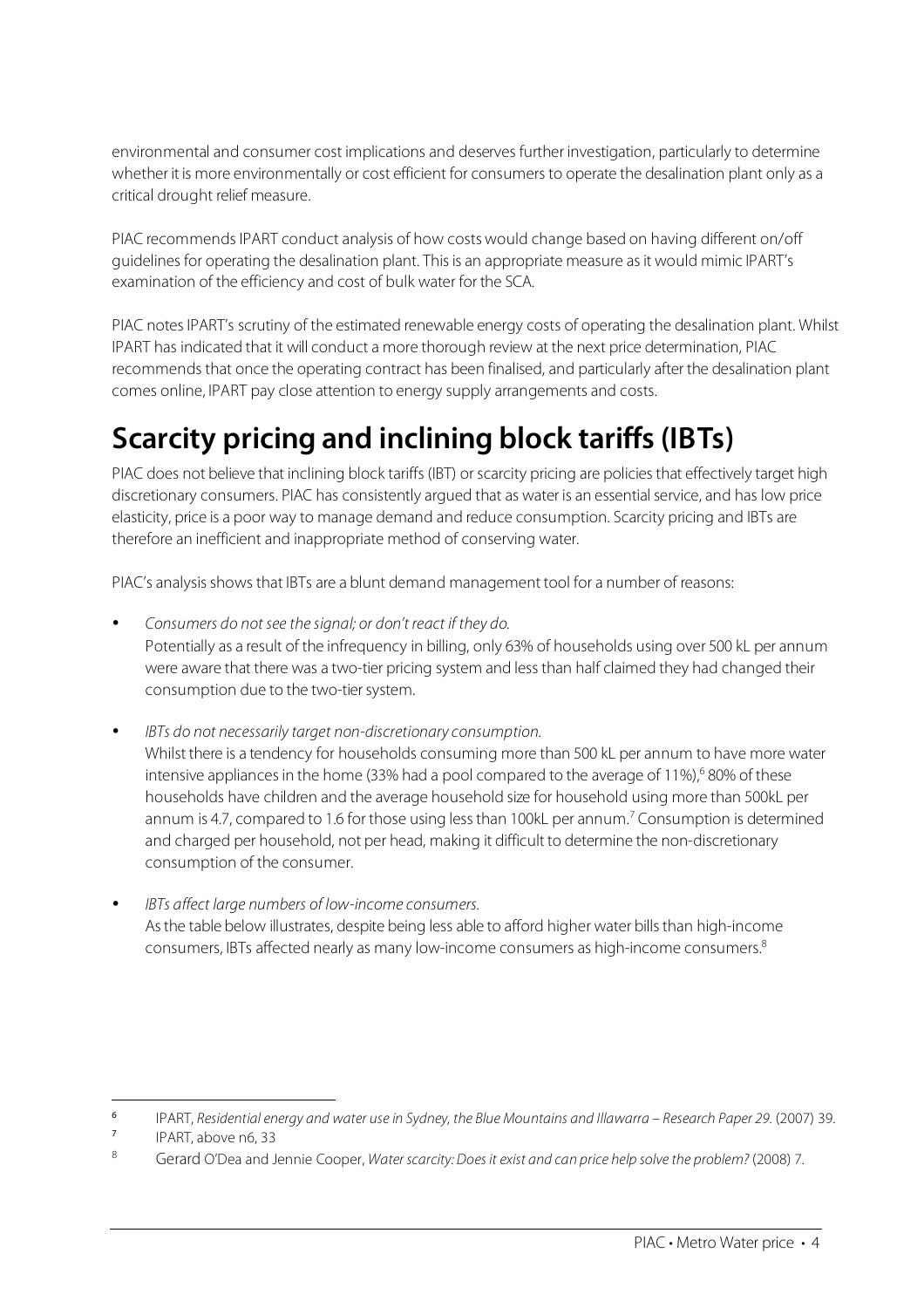environmental and consumer cost implications and deserves further investigation, particularly to determine whether it is more environmentally or cost efficient for consumers to operate the desalination plant only as a critical drought relief measure.

PIAC recommends IPART conduct analysis of how costs would change based on having different on/off guidelines for operating the desalination plant. This is an appropriate measure as it would mimic IPART's examination of the efficiency and cost of bulk water for the SCA.

PIAC notes IPART's scrutiny of the estimated renewable energy costs of operating the desalination plant. Whilst IPART has indicated that it will conduct a more thorough review at the next price determination, PIAC recommends that once the operating contract has been finalised, and particularly after the desalination plant comes online, IPART pay close attention to energy supply arrangements and costs.

# Scarcity pricing and inclining block tariffs (IBTs)

PIAC does not believe that inclining block tariffs (IBT) or scarcity pricing are policies that effectively target high discretionary consumers. PIAC has consistently argued that as water is an essential service, and has low price elasticity, price is a poor way to manage demand and reduce consumption. Scarcity pricing and IBTs are therefore an inefficient and inappropriate method of conserving water.

PIAC's analysis shows that IBTs are a blunt demand management tool for a number of reasons:

- *Consumers do not see the signal; or don't react if they do.*
  Potentially as a result of the infrequency in billing, only 63% of households using over 500 kL per annum were aware that there was a two-tier pricing system and less than half claimed they had changed their consumption due to the two-tier system.

- *IBTs do not necessarily target non-discretionary consumption.*
  Whilst there is a tendency for households consuming more than 500 kL per annum to have more water intensive appliances in the home (33% had a pool compared to the average of 11%),[6] 80% of these households have children and the average household size for household using more than 500kL per annum is 4.7, compared to 1.6 for those using less than 100kL per annum.[7] Consumption is determined and charged per household, not per head, making it difficult to determine the non-discretionary consumption of the consumer.

- *IBTs affect large numbers of low-income consumers.*
  As the table below illustrates, despite being less able to afford higher water bills than high-income consumers, IBTs affected nearly as many low-income consumers as high-income consumers.[8]

---

[6] IPART, *Residential energy and water use in Sydney, the Blue Mountains and Illawarra – Research Paper 29.* (2007) 39.

[7] IPART, above n6, 33

[8] Gerard O'Dea and Jennie Cooper, *Water scarcity: Does it exist and can price help solve the problem?* (2008) 7.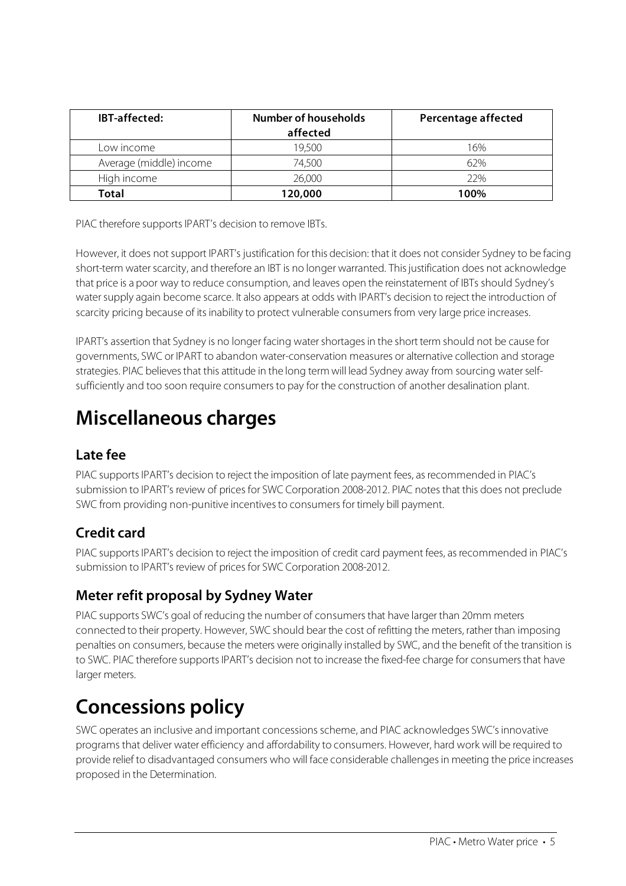| IBT-affected: | Number of households affected | Percentage affected |
|---|---|---|
| Low income | 19,500 | 16% |
| Average (middle) income | 74,500 | 62% |
| High income | 26,000 | 22% |
| **Total** | **120,000** | **100%** |

PIAC therefore supports IPART's decision to remove IBTs.

However, it does not support IPART's justification for this decision: that it does not consider Sydney to be facing short-term water scarcity, and therefore an IBT is no longer warranted. This justification does not acknowledge that price is a poor way to reduce consumption, and leaves open the reinstatement of IBTs should Sydney's water supply again become scarce. It also appears at odds with IPART's decision to reject the introduction of scarcity pricing because of its inability to protect vulnerable consumers from very large price increases.

IPART's assertion that Sydney is no longer facing water shortages in the short term should not be cause for governments, SWC or IPART to abandon water-conservation measures or alternative collection and storage strategies. PIAC believes that this attitude in the long term will lead Sydney away from sourcing water self-sufficiently and too soon require consumers to pay for the construction of another desalination plant.

# Miscellaneous charges

## Late fee

PIAC supports IPART's decision to reject the imposition of late payment fees, as recommended in PIAC's submission to IPART's review of prices for SWC Corporation 2008-2012. PIAC notes that this does not preclude SWC from providing non-punitive incentives to consumers for timely bill payment.

## Credit card

PIAC supports IPART's decision to reject the imposition of credit card payment fees, as recommended in PIAC's submission to IPART's review of prices for SWC Corporation 2008-2012.

## Meter refit proposal by Sydney Water

PIAC supports SWC's goal of reducing the number of consumers that have larger than 20mm meters connected to their property. However, SWC should bear the cost of refitting the meters, rather than imposing penalties on consumers, because the meters were originally installed by SWC, and the benefit of the transition is to SWC. PIAC therefore supports IPART's decision not to increase the fixed-fee charge for consumers that have larger meters.

# Concessions policy

SWC operates an inclusive and important concessions scheme, and PIAC acknowledges SWC's innovative programs that deliver water efficiency and affordability to consumers. However, hard work will be required to provide relief to disadvantaged consumers who will face considerable challenges in meeting the price increases proposed in the Determination.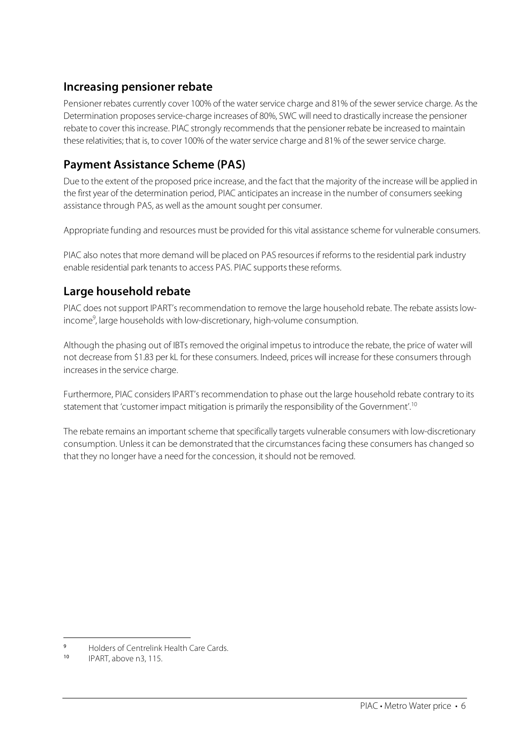## Increasing pensioner rebate

Pensioner rebates currently cover 100% of the water service charge and 81% of the sewer service charge. As the Determination proposes service-charge increases of 80%, SWC will need to drastically increase the pensioner rebate to cover this increase. PIAC strongly recommends that the pensioner rebate be increased to maintain these relativities; that is, to cover 100% of the water service charge and 81% of the sewer service charge.

## Payment Assistance Scheme (PAS)

Due to the extent of the proposed price increase, and the fact that the majority of the increase will be applied in the first year of the determination period, PIAC anticipates an increase in the number of consumers seeking assistance through PAS, as well as the amount sought per consumer.

Appropriate funding and resources must be provided for this vital assistance scheme for vulnerable consumers.

PIAC also notes that more demand will be placed on PAS resources if reforms to the residential park industry enable residential park tenants to access PAS. PIAC supports these reforms.

## Large household rebate

PIAC does not support IPART's recommendation to remove the large household rebate. The rebate assists low-income[9], large households with low-discretionary, high-volume consumption.

Although the phasing out of IBTs removed the original impetus to introduce the rebate, the price of water will not decrease from $1.83 per kL for these consumers. Indeed, prices will increase for these consumers through increases in the service charge.

Furthermore, PIAC considers IPART's recommendation to phase out the large household rebate contrary to its statement that 'customer impact mitigation is primarily the responsibility of the Government'.[10]

The rebate remains an important scheme that specifically targets vulnerable consumers with low-discretionary consumption. Unless it can be demonstrated that the circumstances facing these consumers has changed so that they no longer have a need for the concession, it should not be removed.

---

[9] Holders of Centrelink Health Care Cards.

[10] IPART, above n3, 115.